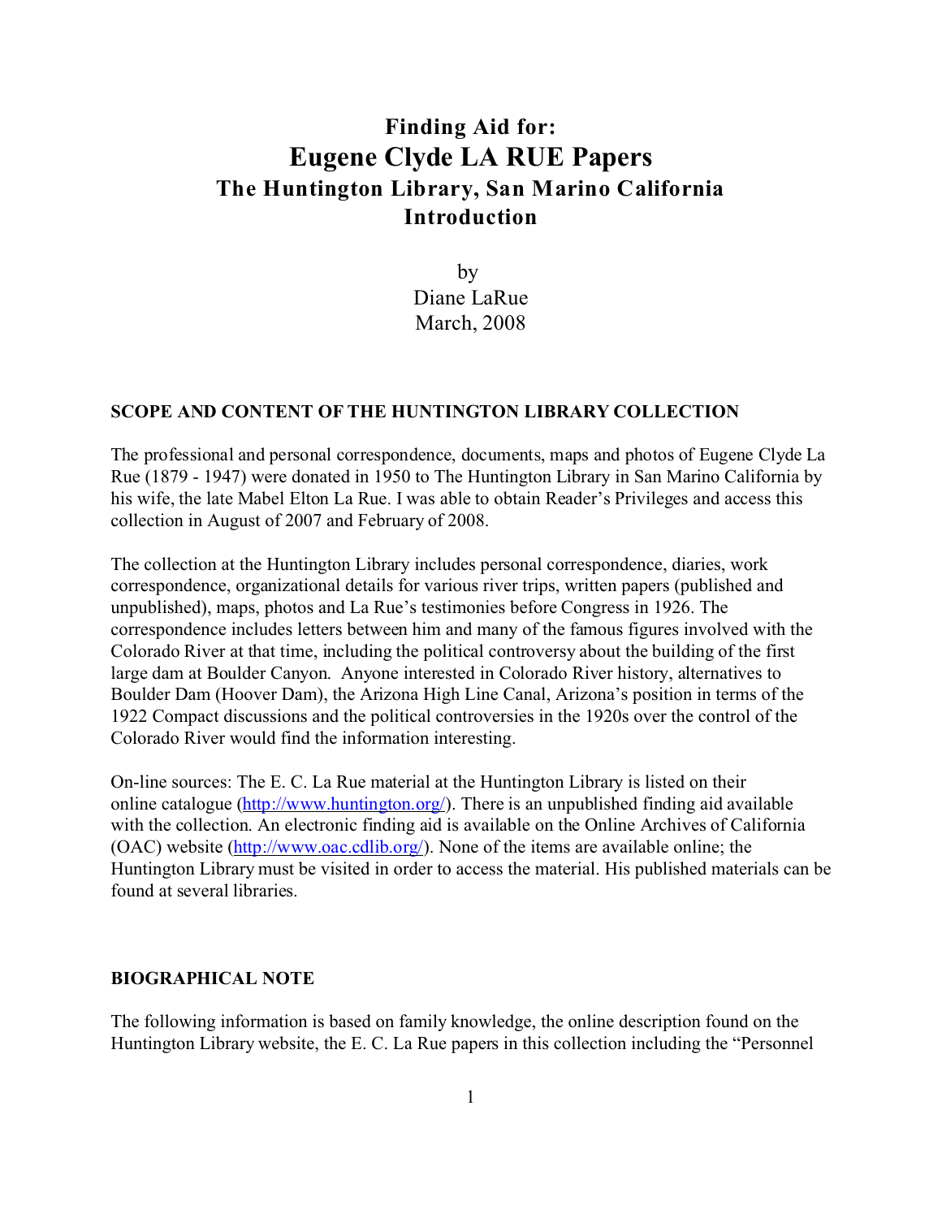# Finding Aid for:
# Eugene Clyde LA RUE Papers
## The Huntington Library, San Marino California
## Introduction

by
Diane LaRue
March, 2008

### SCOPE AND CONTENT OF THE HUNTINGTON LIBRARY COLLECTION

The professional and personal correspondence, documents, maps and photos of Eugene Clyde La Rue (1879 - 1947) were donated in 1950 to The Huntington Library in San Marino California by his wife, the late Mabel Elton La Rue. I was able to obtain Reader's Privileges and access this collection in August of 2007 and February of 2008.

The collection at the Huntington Library includes personal correspondence, diaries, work correspondence, organizational details for various river trips, written papers (published and unpublished), maps, photos and La Rue's testimonies before Congress in 1926. The correspondence includes letters between him and many of the famous figures involved with the Colorado River at that time, including the political controversy about the building of the first large dam at Boulder Canyon. Anyone interested in Colorado River history, alternatives to Boulder Dam (Hoover Dam), the Arizona High Line Canal, Arizona's position in terms of the 1922 Compact discussions and the political controversies in the 1920s over the control of the Colorado River would find the information interesting.

On-line sources: The E. C. La Rue material at the Huntington Library is listed on their online catalogue (http://www.huntington.org/). There is an unpublished finding aid available with the collection. An electronic finding aid is available on the Online Archives of California (OAC) website (http://www.oac.cdlib.org/). None of the items are available online; the Huntington Library must be visited in order to access the material. His published materials can be found at several libraries.

### BIOGRAPHICAL NOTE

The following information is based on family knowledge, the online description found on the Huntington Library website, the E. C. La Rue papers in this collection including the "Personnel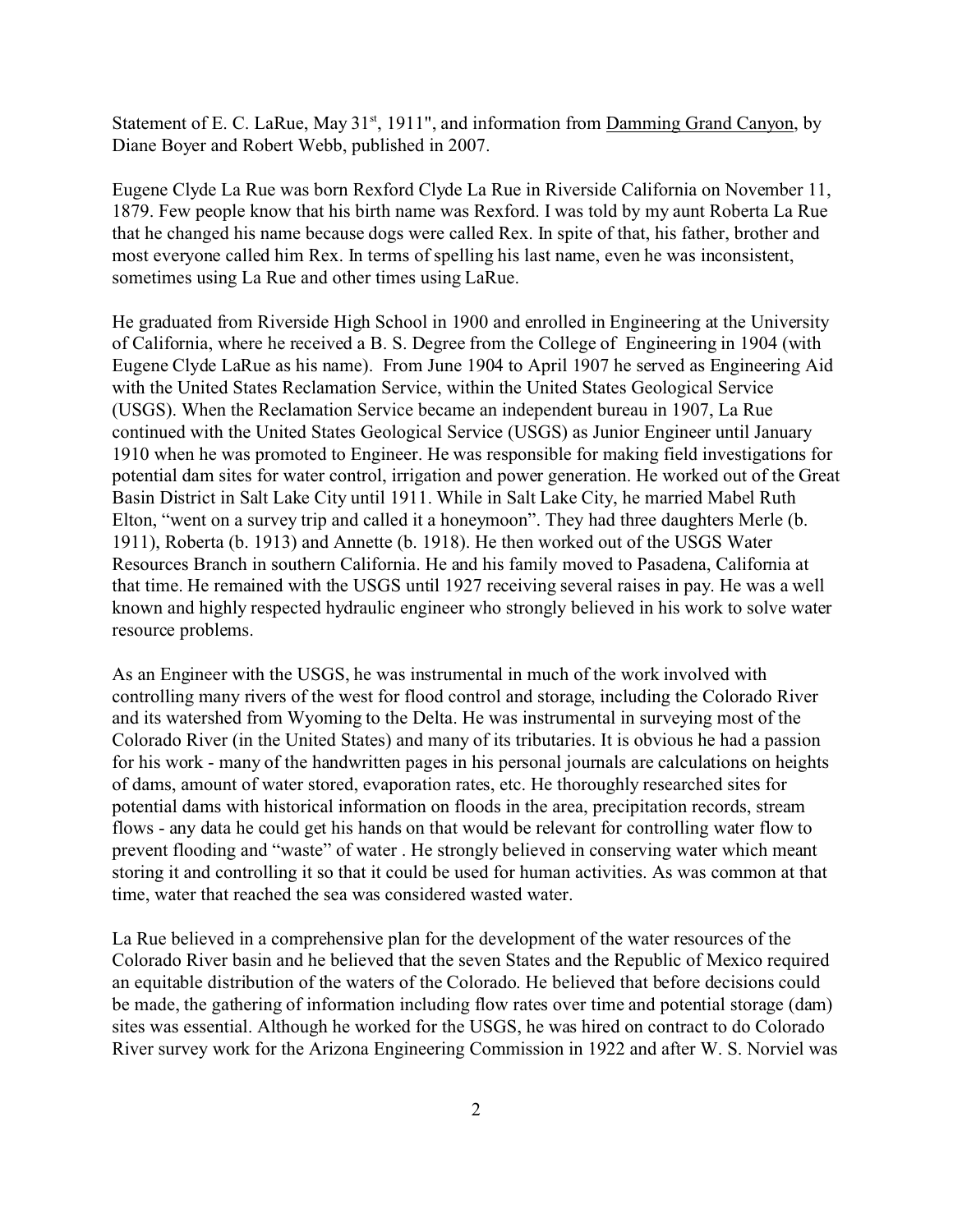Statement of E. C. LaRue, May 31st, 1911", and information from Damming Grand Canyon, by Diane Boyer and Robert Webb, published in 2007.

Eugene Clyde La Rue was born Rexford Clyde La Rue in Riverside California on November 11, 1879. Few people know that his birth name was Rexford. I was told by my aunt Roberta La Rue that he changed his name because dogs were called Rex. In spite of that, his father, brother and most everyone called him Rex. In terms of spelling his last name, even he was inconsistent, sometimes using La Rue and other times using LaRue.

He graduated from Riverside High School in 1900 and enrolled in Engineering at the University of California, where he received a B. S. Degree from the College of Engineering in 1904 (with Eugene Clyde LaRue as his name). From June 1904 to April 1907 he served as Engineering Aid with the United States Reclamation Service, within the United States Geological Service (USGS). When the Reclamation Service became an independent bureau in 1907, La Rue continued with the United States Geological Service (USGS) as Junior Engineer until January 1910 when he was promoted to Engineer. He was responsible for making field investigations for potential dam sites for water control, irrigation and power generation. He worked out of the Great Basin District in Salt Lake City until 1911. While in Salt Lake City, he married Mabel Ruth Elton, "went on a survey trip and called it a honeymoon". They had three daughters Merle (b. 1911), Roberta (b. 1913) and Annette (b. 1918). He then worked out of the USGS Water Resources Branch in southern California. He and his family moved to Pasadena, California at that time. He remained with the USGS until 1927 receiving several raises in pay. He was a well known and highly respected hydraulic engineer who strongly believed in his work to solve water resource problems.

As an Engineer with the USGS, he was instrumental in much of the work involved with controlling many rivers of the west for flood control and storage, including the Colorado River and its watershed from Wyoming to the Delta. He was instrumental in surveying most of the Colorado River (in the United States) and many of its tributaries. It is obvious he had a passion for his work - many of the handwritten pages in his personal journals are calculations on heights of dams, amount of water stored, evaporation rates, etc. He thoroughly researched sites for potential dams with historical information on floods in the area, precipitation records, stream flows - any data he could get his hands on that would be relevant for controlling water flow to prevent flooding and "waste" of water . He strongly believed in conserving water which meant storing it and controlling it so that it could be used for human activities. As was common at that time, water that reached the sea was considered wasted water.

La Rue believed in a comprehensive plan for the development of the water resources of the Colorado River basin and he believed that the seven States and the Republic of Mexico required an equitable distribution of the waters of the Colorado. He believed that before decisions could be made, the gathering of information including flow rates over time and potential storage (dam) sites was essential. Although he worked for the USGS, he was hired on contract to do Colorado River survey work for the Arizona Engineering Commission in 1922 and after W. S. Norviel was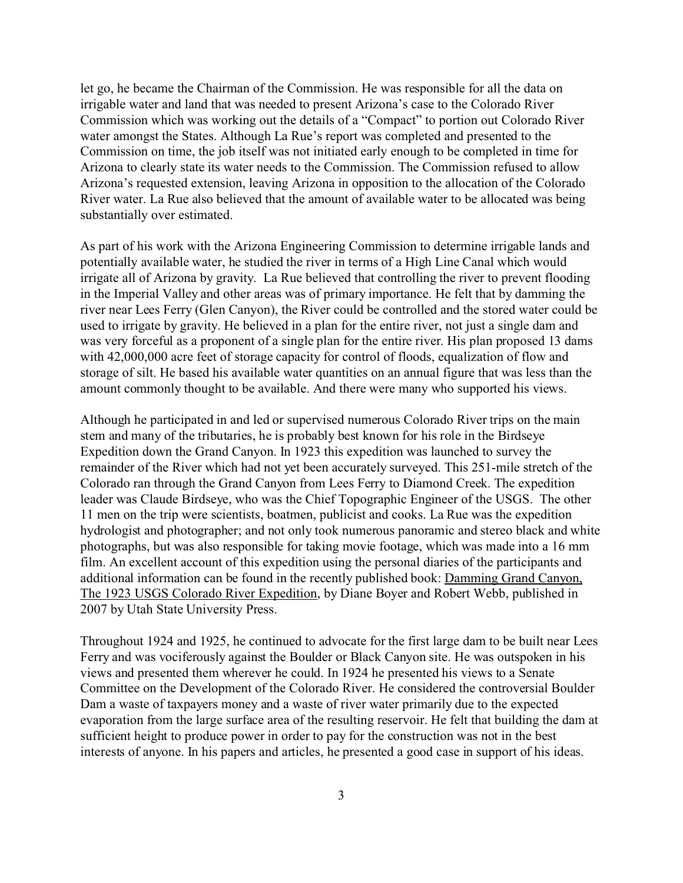let go, he became the Chairman of the Commission. He was responsible for all the data on irrigable water and land that was needed to present Arizona's case to the Colorado River Commission which was working out the details of a "Compact" to portion out Colorado River water amongst the States. Although La Rue's report was completed and presented to the Commission on time, the job itself was not initiated early enough to be completed in time for Arizona to clearly state its water needs to the Commission. The Commission refused to allow Arizona's requested extension, leaving Arizona in opposition to the allocation of the Colorado River water. La Rue also believed that the amount of available water to be allocated was being substantially over estimated.

As part of his work with the Arizona Engineering Commission to determine irrigable lands and potentially available water, he studied the river in terms of a High Line Canal which would irrigate all of Arizona by gravity. La Rue believed that controlling the river to prevent flooding in the Imperial Valley and other areas was of primary importance. He felt that by damming the river near Lees Ferry (Glen Canyon), the River could be controlled and the stored water could be used to irrigate by gravity. He believed in a plan for the entire river, not just a single dam and was very forceful as a proponent of a single plan for the entire river. His plan proposed 13 dams with 42,000,000 acre feet of storage capacity for control of floods, equalization of flow and storage of silt. He based his available water quantities on an annual figure that was less than the amount commonly thought to be available. And there were many who supported his views.

Although he participated in and led or supervised numerous Colorado River trips on the main stem and many of the tributaries, he is probably best known for his role in the Birdseye Expedition down the Grand Canyon. In 1923 this expedition was launched to survey the remainder of the River which had not yet been accurately surveyed. This 251-mile stretch of the Colorado ran through the Grand Canyon from Lees Ferry to Diamond Creek. The expedition leader was Claude Birdseye, who was the Chief Topographic Engineer of the USGS. The other 11 men on the trip were scientists, boatmen, publicist and cooks. La Rue was the expedition hydrologist and photographer; and not only took numerous panoramic and stereo black and white photographs, but was also responsible for taking movie footage, which was made into a 16 mm film. An excellent account of this expedition using the personal diaries of the participants and additional information can be found in the recently published book: Damming Grand Canyon, The 1923 USGS Colorado River Expedition, by Diane Boyer and Robert Webb, published in 2007 by Utah State University Press.

Throughout 1924 and 1925, he continued to advocate for the first large dam to be built near Lees Ferry and was vociferously against the Boulder or Black Canyon site. He was outspoken in his views and presented them wherever he could. In 1924 he presented his views to a Senate Committee on the Development of the Colorado River. He considered the controversial Boulder Dam a waste of taxpayers money and a waste of river water primarily due to the expected evaporation from the large surface area of the resulting reservoir. He felt that building the dam at sufficient height to produce power in order to pay for the construction was not in the best interests of anyone. In his papers and articles, he presented a good case in support of his ideas.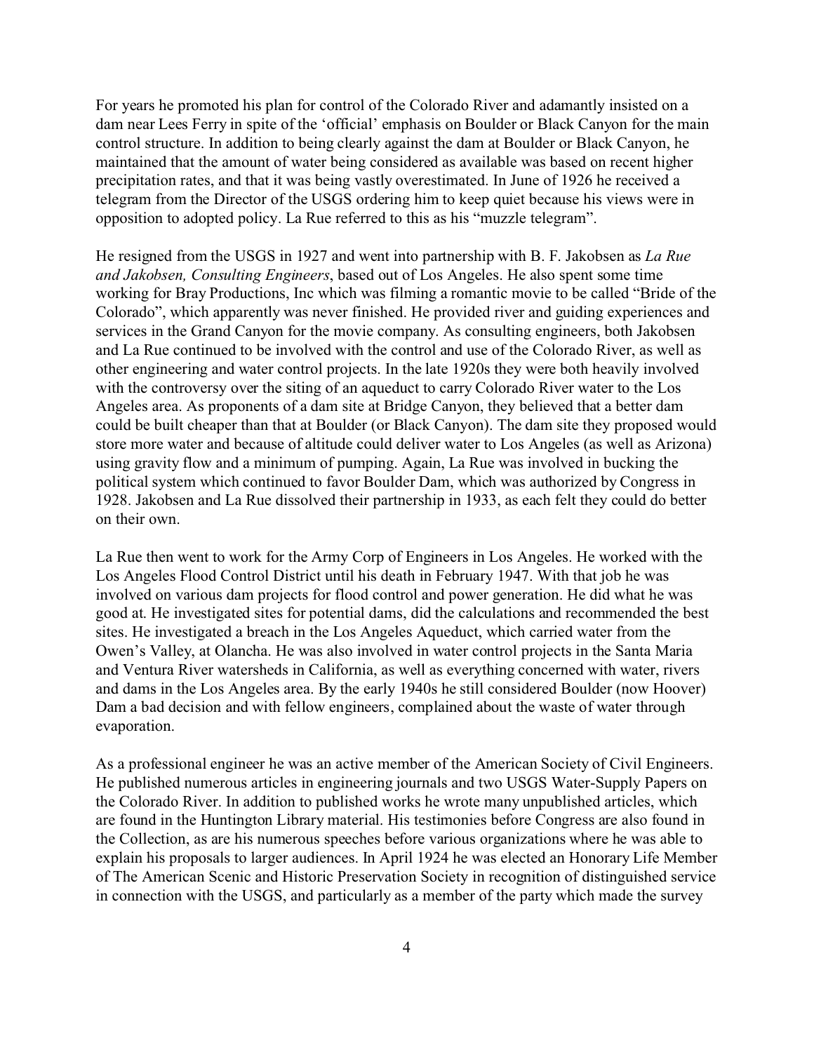For years he promoted his plan for control of the Colorado River and adamantly insisted on a dam near Lees Ferry in spite of the 'official' emphasis on Boulder or Black Canyon for the main control structure. In addition to being clearly against the dam at Boulder or Black Canyon, he maintained that the amount of water being considered as available was based on recent higher precipitation rates, and that it was being vastly overestimated. In June of 1926 he received a telegram from the Director of the USGS ordering him to keep quiet because his views were in opposition to adopted policy. La Rue referred to this as his "muzzle telegram".

He resigned from the USGS in 1927 and went into partnership with B. F. Jakobsen as *La Rue and Jakobsen, Consulting Engineers*, based out of Los Angeles. He also spent some time working for Bray Productions, Inc which was filming a romantic movie to be called "Bride of the Colorado", which apparently was never finished. He provided river and guiding experiences and services in the Grand Canyon for the movie company. As consulting engineers, both Jakobsen and La Rue continued to be involved with the control and use of the Colorado River, as well as other engineering and water control projects. In the late 1920s they were both heavily involved with the controversy over the siting of an aqueduct to carry Colorado River water to the Los Angeles area. As proponents of a dam site at Bridge Canyon, they believed that a better dam could be built cheaper than that at Boulder (or Black Canyon). The dam site they proposed would store more water and because of altitude could deliver water to Los Angeles (as well as Arizona) using gravity flow and a minimum of pumping. Again, La Rue was involved in bucking the political system which continued to favor Boulder Dam, which was authorized by Congress in 1928. Jakobsen and La Rue dissolved their partnership in 1933, as each felt they could do better on their own.

La Rue then went to work for the Army Corp of Engineers in Los Angeles. He worked with the Los Angeles Flood Control District until his death in February 1947. With that job he was involved on various dam projects for flood control and power generation. He did what he was good at. He investigated sites for potential dams, did the calculations and recommended the best sites. He investigated a breach in the Los Angeles Aqueduct, which carried water from the Owen's Valley, at Olancha. He was also involved in water control projects in the Santa Maria and Ventura River watersheds in California, as well as everything concerned with water, rivers and dams in the Los Angeles area. By the early 1940s he still considered Boulder (now Hoover) Dam a bad decision and with fellow engineers, complained about the waste of water through evaporation.

As a professional engineer he was an active member of the American Society of Civil Engineers. He published numerous articles in engineering journals and two USGS Water-Supply Papers on the Colorado River. In addition to published works he wrote many unpublished articles, which are found in the Huntington Library material. His testimonies before Congress are also found in the Collection, as are his numerous speeches before various organizations where he was able to explain his proposals to larger audiences. In April 1924 he was elected an Honorary Life Member of The American Scenic and Historic Preservation Society in recognition of distinguished service in connection with the USGS, and particularly as a member of the party which made the survey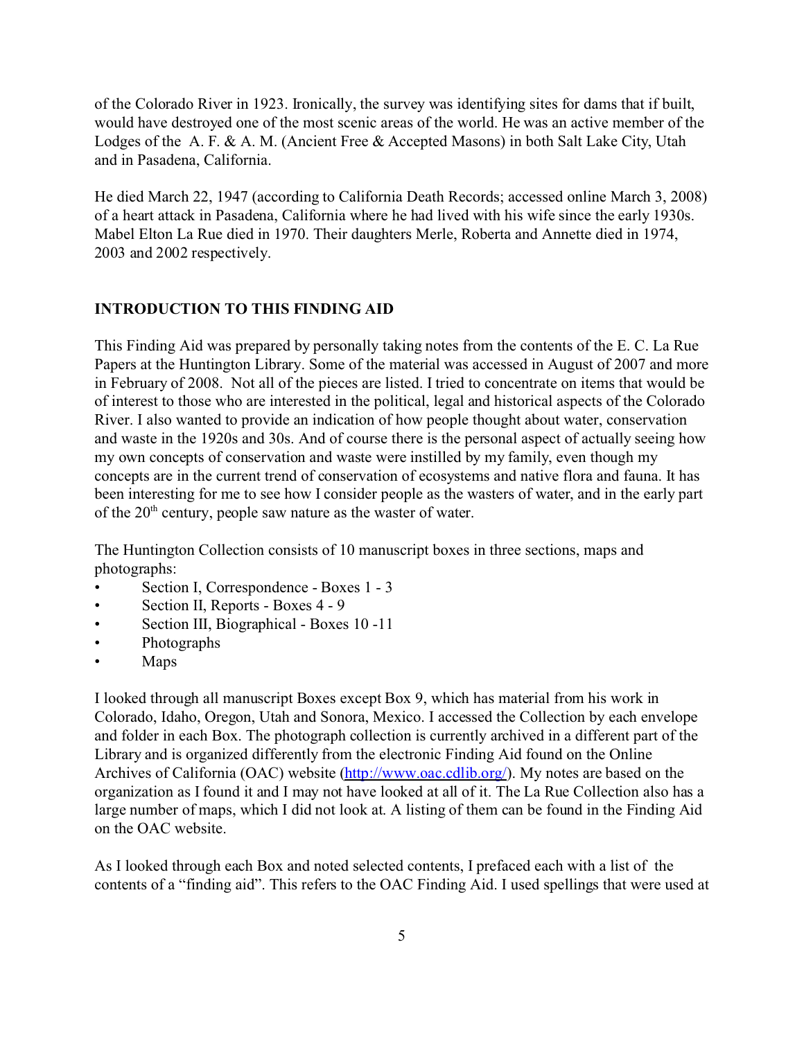of the Colorado River in 1923. Ironically, the survey was identifying sites for dams that if built, would have destroyed one of the most scenic areas of the world. He was an active member of the Lodges of the A. F. & A. M. (Ancient Free & Accepted Masons) in both Salt Lake City, Utah and in Pasadena, California.

He died March 22, 1947 (according to California Death Records; accessed online March 3, 2008) of a heart attack in Pasadena, California where he had lived with his wife since the early 1930s. Mabel Elton La Rue died in 1970. Their daughters Merle, Roberta and Annette died in 1974, 2003 and 2002 respectively.

## INTRODUCTION TO THIS FINDING AID

This Finding Aid was prepared by personally taking notes from the contents of the E. C. La Rue Papers at the Huntington Library. Some of the material was accessed in August of 2007 and more in February of 2008. Not all of the pieces are listed. I tried to concentrate on items that would be of interest to those who are interested in the political, legal and historical aspects of the Colorado River. I also wanted to provide an indication of how people thought about water, conservation and waste in the 1920s and 30s. And of course there is the personal aspect of actually seeing how my own concepts of conservation and waste were instilled by my family, even though my concepts are in the current trend of conservation of ecosystems and native flora and fauna. It has been interesting for me to see how I consider people as the wasters of water, and in the early part of the 20th century, people saw nature as the waster of water.

The Huntington Collection consists of 10 manuscript boxes in three sections, maps and photographs:

- Section I, Correspondence - Boxes 1 - 3
- Section II, Reports - Boxes 4 - 9
- Section III, Biographical - Boxes 10 -11
- Photographs
- Maps

I looked through all manuscript Boxes except Box 9, which has material from his work in Colorado, Idaho, Oregon, Utah and Sonora, Mexico. I accessed the Collection by each envelope and folder in each Box. The photograph collection is currently archived in a different part of the Library and is organized differently from the electronic Finding Aid found on the Online Archives of California (OAC) website ([http://www.oac.cdlib.org/](http://www.oac.cdlib.org/)). My notes are based on the organization as I found it and I may not have looked at all of it. The La Rue Collection also has a large number of maps, which I did not look at. A listing of them can be found in the Finding Aid on the OAC website.

As I looked through each Box and noted selected contents, I prefaced each with a list of the contents of a "finding aid". This refers to the OAC Finding Aid. I used spellings that were used at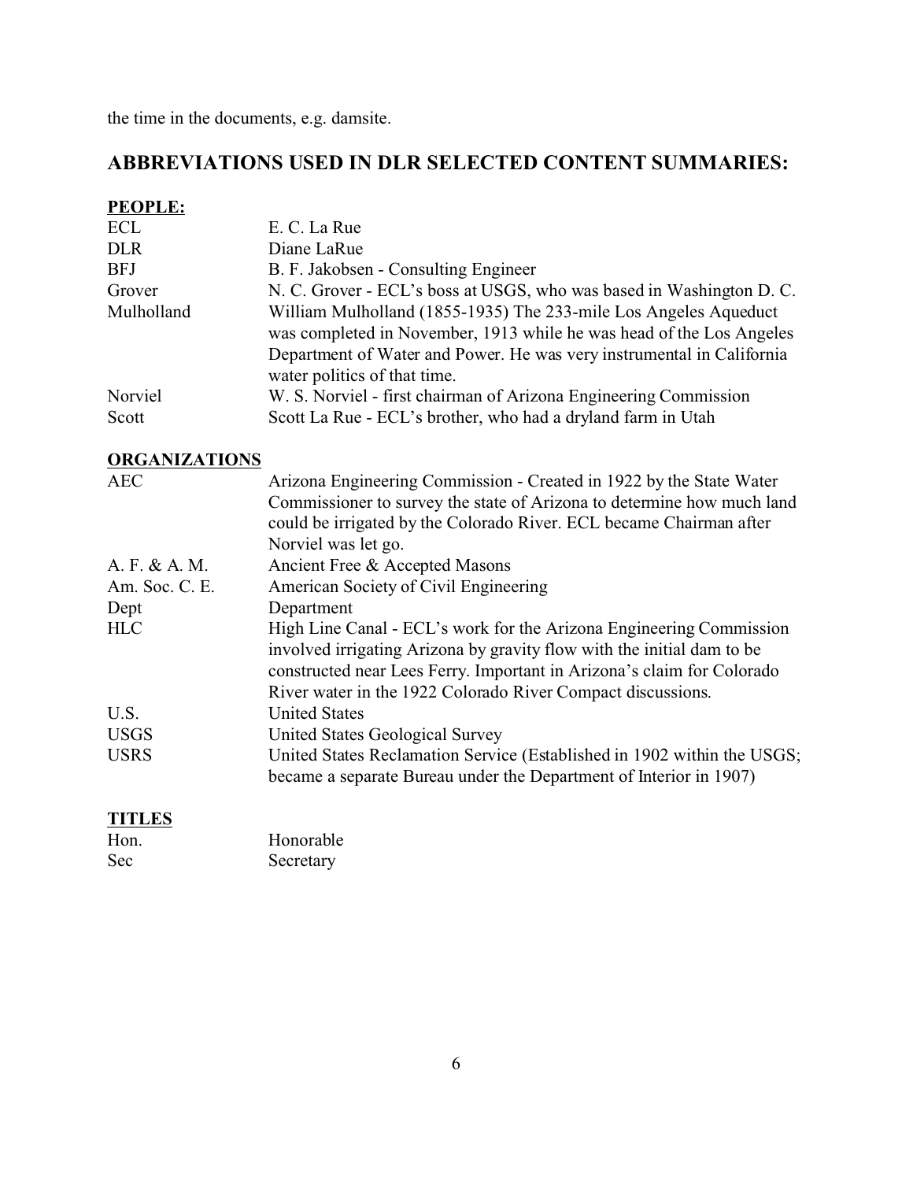the time in the documents, e.g. damsite.

## ABBREVIATIONS USED IN DLR SELECTED CONTENT SUMMARIES:

### PEOPLE:

| | |
|---|---|
| ECL | E. C. La Rue |
| DLR | Diane LaRue |
| BFJ | B. F. Jakobsen - Consulting Engineer |
| Grover | N. C. Grover - ECL's boss at USGS, who was based in Washington D. C. |
| Mulholland | William Mulholland (1855-1935) The 233-mile Los Angeles Aqueduct was completed in November, 1913 while he was head of the Los Angeles Department of Water and Power. He was very instrumental in California water politics of that time. |
| Norviel | W. S. Norviel - first chairman of Arizona Engineering Commission |
| Scott | Scott La Rue - ECL's brother, who had a dryland farm in Utah |

### ORGANIZATIONS

| | |
|---|---|
| AEC | Arizona Engineering Commission - Created in 1922 by the State Water Commissioner to survey the state of Arizona to determine how much land could be irrigated by the Colorado River. ECL became Chairman after Norviel was let go. |
| A. F. & A. M. | Ancient Free & Accepted Masons |
| Am. Soc. C. E. | American Society of Civil Engineering |
| Dept | Department |
| HLC | High Line Canal - ECL's work for the Arizona Engineering Commission involved irrigating Arizona by gravity flow with the initial dam to be constructed near Lees Ferry. Important in Arizona's claim for Colorado River water in the 1922 Colorado River Compact discussions. |
| U.S. | United States |
| USGS | United States Geological Survey |
| USRS | United States Reclamation Service (Established in 1902 within the USGS; became a separate Bureau under the Department of Interior in 1907) |

### TITLES

| | |
|---|---|
| Hon. | Honorable |
| Sec | Secretary |